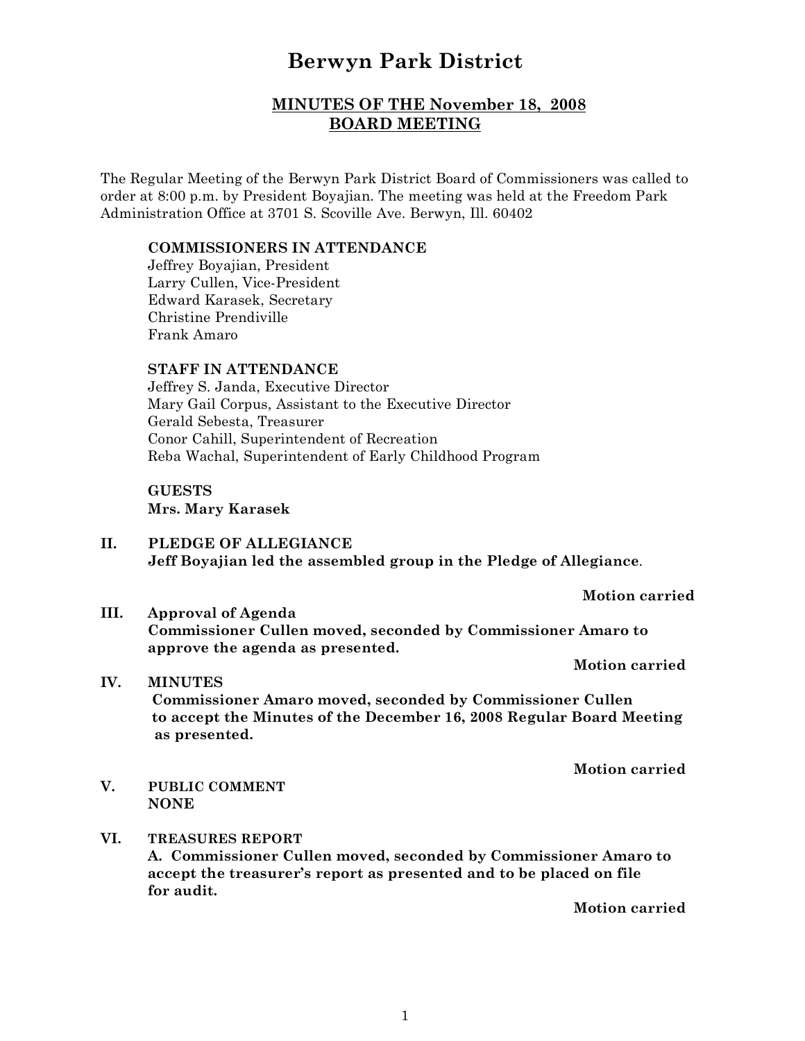# Berwyn Park District

## MINUTES OF THE November 18, 2008 BOARD MEETING

The Regular Meeting of the Berwyn Park District Board of Commissioners was called to order at 8:00 p.m. by President Boyajian. The meeting was held at the Freedom Park Administration Office at 3701 S. Scoville Ave. Berwyn, Ill. 60402

**COMMISSIONERS IN ATTENDANCE**
Jeffrey Boyajian, President
Larry Cullen, Vice-President
Edward Karasek, Secretary
Christine Prendiville
Frank Amaro

**STAFF IN ATTENDANCE**
Jeffrey S. Janda, Executive Director
Mary Gail Corpus, Assistant to the Executive Director
Gerald Sebesta, Treasurer
Conor Cahill, Superintendent of Recreation
Reba Wachal, Superintendent of Early Childhood Program

**GUESTS**
**Mrs. Mary Karasek**

**II. PLEDGE OF ALLEGIANCE**
**Jeff Boyajian led the assembled group in the Pledge of Allegiance**.

**Motion carried**

**III. Approval of Agenda**
**Commissioner Cullen moved, seconded by Commissioner Amaro to approve the agenda as presented.**

**Motion carried**

**IV. MINUTES**
**Commissioner Amaro moved, seconded by Commissioner Cullen to accept the Minutes of the December 16, 2008 Regular Board Meeting as presented.**

**Motion carried**

**V. PUBLIC COMMENT**
**NONE**

**VI. TREASURES REPORT**
**A. Commissioner Cullen moved, seconded by Commissioner Amaro to accept the treasurer's report as presented and to be placed on file for audit.**

**Motion carried**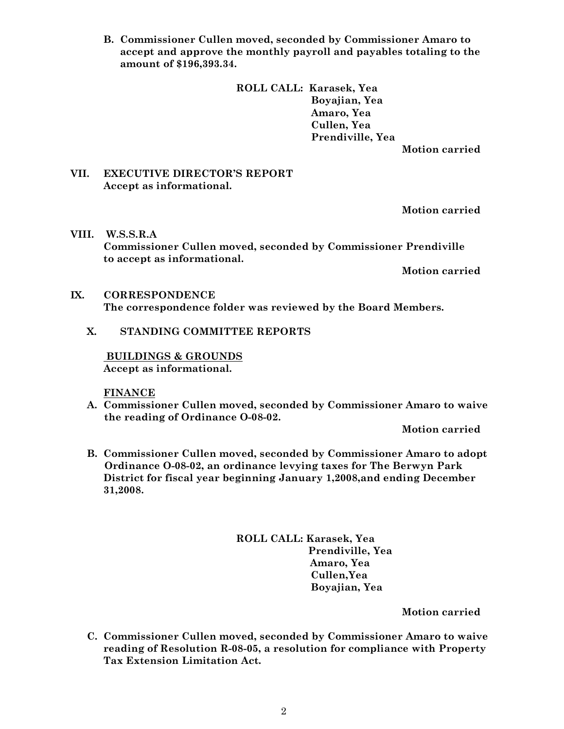**B. Commissioner Cullen moved, seconded by Commissioner Amaro to accept and approve the monthly payroll and payables totaling to the amount of $196,393.34.**

**ROLL CALL: Karasek, Yea**
**Boyajian, Yea**
**Amaro, Yea**
**Cullen, Yea**
**Prendiville, Yea**

**Motion carried**

**VII. EXECUTIVE DIRECTOR'S REPORT**
**Accept as informational.**

**Motion carried**

**VIII. W.S.S.R.A**
**Commissioner Cullen moved, seconded by Commissioner Prendiville to accept as informational.**

**Motion carried**

**IX. CORRESPONDENCE**
**The correspondence folder was reviewed by the Board Members.**

**X. STANDING COMMITTEE REPORTS**

**BUILDINGS & GROUNDS**
**Accept as informational.**

**FINANCE**

**A. Commissioner Cullen moved, seconded by Commissioner Amaro to waive the reading of Ordinance O-08-02.**

**Motion carried**

**B. Commissioner Cullen moved, seconded by Commissioner Amaro to adopt Ordinance O-08-02, an ordinance levying taxes for The Berwyn Park District for fiscal year beginning January 1,2008,and ending December 31,2008.**

**ROLL CALL: Karasek, Yea**
**Prendiville, Yea**
**Amaro, Yea**
**Cullen,Yea**
**Boyajian, Yea**

**Motion carried**

**C. Commissioner Cullen moved, seconded by Commissioner Amaro to waive reading of Resolution R-08-05, a resolution for compliance with Property Tax Extension Limitation Act.**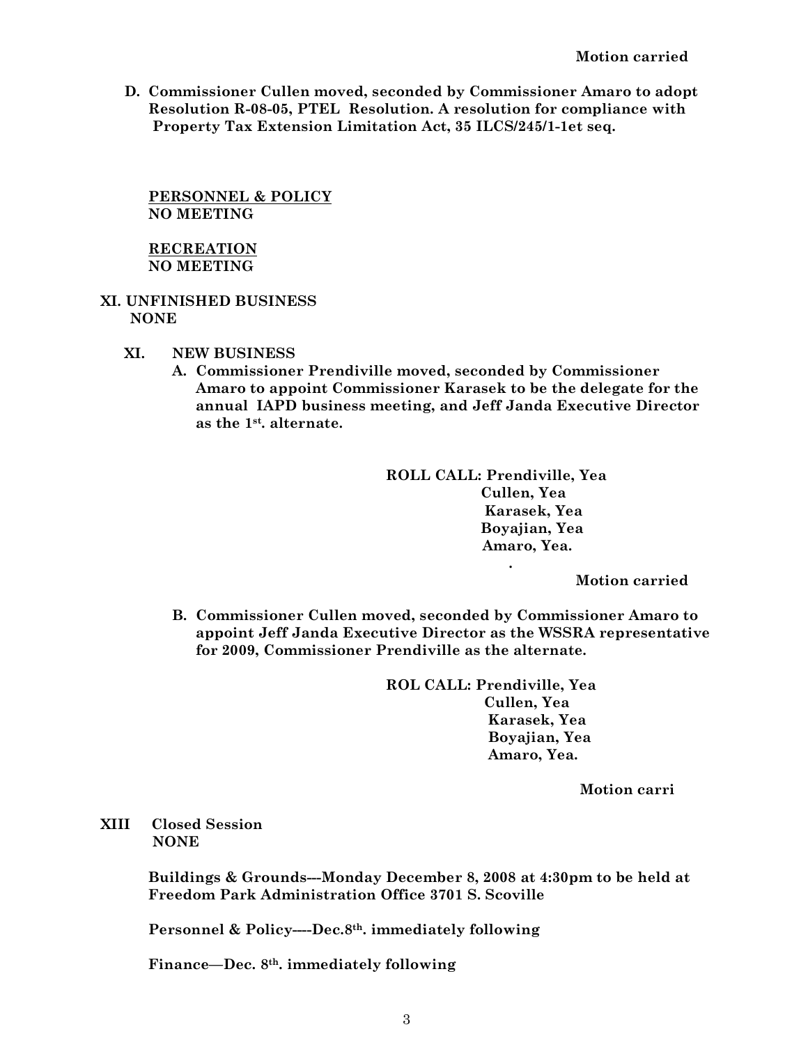**Motion carried**

**D. Commissioner Cullen moved, seconded by Commissioner Amaro to adopt Resolution R-08-05, PTEL Resolution. A resolution for compliance with Property Tax Extension Limitation Act, 35 ILCS/245/1-1et seq.**

**PERSONNEL & POLICY**
**NO MEETING**

**RECREATION**
**NO MEETING**

**XI. UNFINISHED BUSINESS**
**NONE**

**XI. NEW BUSINESS**

**A. Commissioner Prendiville moved, seconded by Commissioner Amaro to appoint Commissioner Karasek to be the delegate for the annual IAPD business meeting, and Jeff Janda Executive Director as the 1st. alternate.**

**ROLL CALL: Prendiville, Yea**
**Cullen, Yea**
**Karasek, Yea**
**Boyajian, Yea**
**Amaro, Yea.**

**.**

**Motion carried**

**B. Commissioner Cullen moved, seconded by Commissioner Amaro to appoint Jeff Janda Executive Director as the WSSRA representative for 2009, Commissioner Prendiville as the alternate.**

**ROL CALL: Prendiville, Yea**
**Cullen, Yea**
**Karasek, Yea**
**Boyajian, Yea**
**Amaro, Yea.**

**Motion carri**

**XIII Closed Session**
**NONE**

**Buildings & Grounds---Monday December 8, 2008 at 4:30pm to be held at Freedom Park Administration Office 3701 S. Scoville**

**Personnel & Policy----Dec.8th. immediately following**

**Finance—Dec. 8th. immediately following**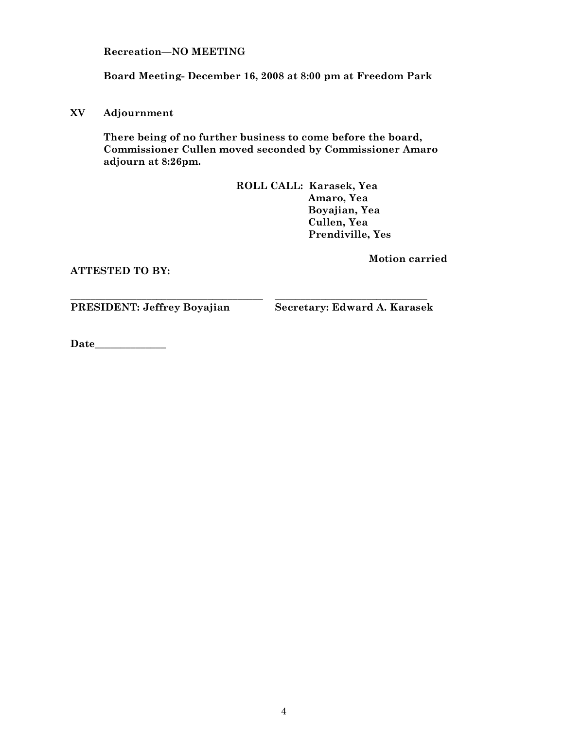**Recreation—NO MEETING**

**Board Meeting- December 16, 2008 at 8:00 pm at Freedom Park**

## XV Adjournment

**There being of no further business to come before the board, Commissioner Cullen moved seconded by Commissioner Amaro adjourn at 8:26pm.**

**ROLL CALL: Karasek, Yea**
**Amaro, Yea**
**Boyajian, Yea**
**Cullen, Yea**
**Prendiville, Yes**

**Motion carried**

**ATTESTED TO BY:**

**PRESIDENT: Jeffrey Boyajian** ______________________________

**Secretary: Edward A. Karasek** ______________________________

**Date**______________